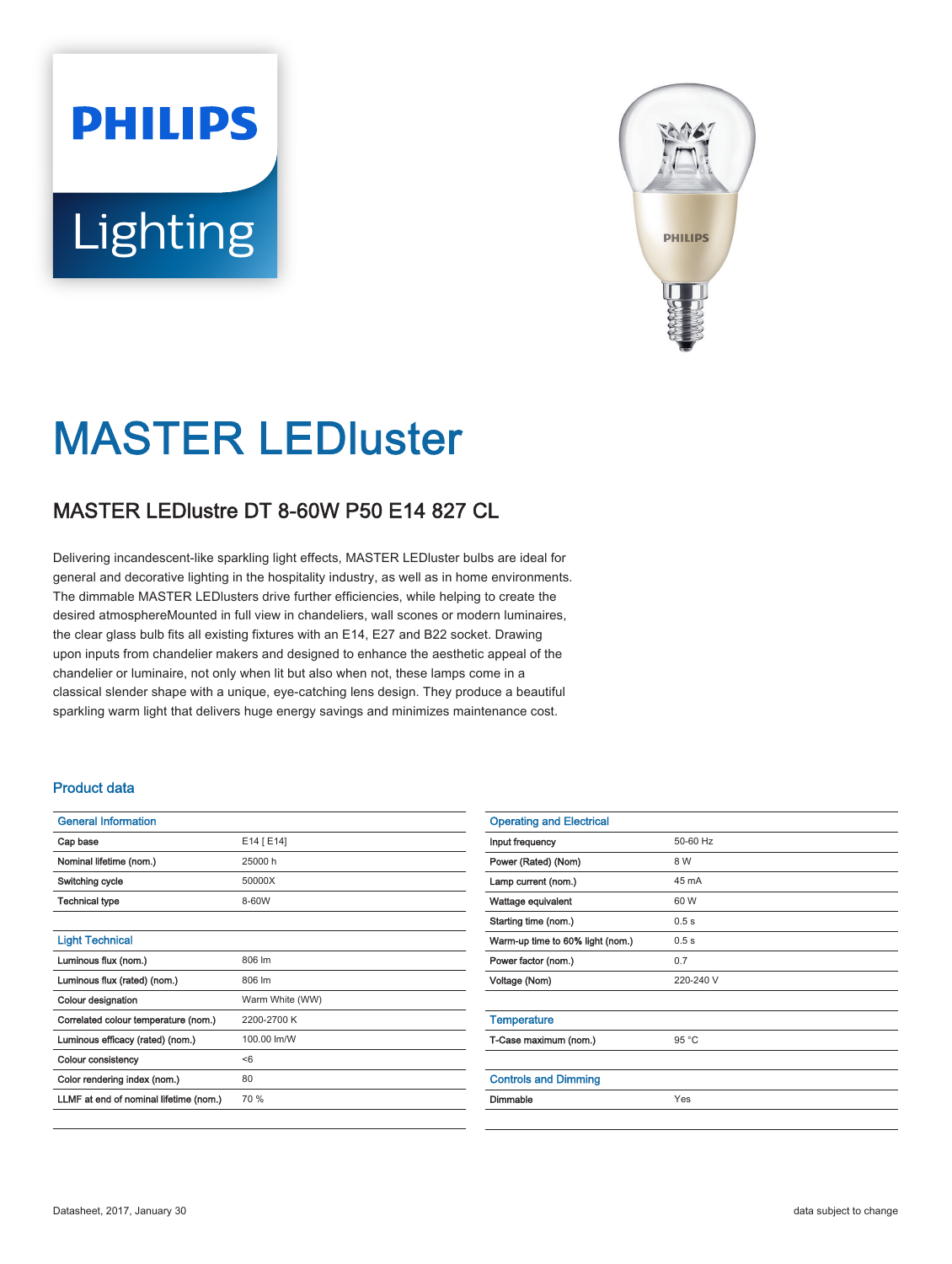# MASTER LEDluster

## MASTER LEDlustre DT 8-60W P50 E14 827 CL

Delivering incandescent-like sparkling light effects, MASTER LEDluster bulbs are ideal for general and decorative lighting in the hospitality industry, as well as in home environments. The dimmable MASTER LEDlusters drive further efficiencies, while helping to create the desired atmosphereMounted in full view in chandeliers, wall scones or modern luminaires, the clear glass bulb fits all existing fixtures with an E14, E27 and B22 socket. Drawing upon inputs from chandelier makers and designed to enhance the aesthetic appeal of the chandelier or luminaire, not only when lit but also when not, these lamps come in a classical slender shape with a unique, eye-catching lens design. They produce a beautiful sparkling warm light that delivers huge energy savings and minimizes maintenance cost.

### Product data

| General Information | |
|---|---|
| Cap base | E14 [ E14] |
| Nominal lifetime (nom.) | 25000 h |
| Switching cycle | 50000X |
| Technical type | 8-60W |

| Light Technical | |
|---|---|
| Luminous flux (nom.) | 806 lm |
| Luminous flux (rated) (nom.) | 806 lm |
| Colour designation | Warm White (WW) |
| Correlated colour temperature (nom.) | 2200-2700 K |
| Luminous efficacy (rated) (nom.) | 100.00 lm/W |
| Colour consistency | <6 |
| Color rendering index (nom.) | 80 |
| LLMF at end of nominal lifetime (nom.) | 70 % |

| Operating and Electrical | |
|---|---|
| Input frequency | 50-60 Hz |
| Power (Rated) (Nom) | 8 W |
| Lamp current (nom.) | 45 mA |
| Wattage equivalent | 60 W |
| Starting time (nom.) | 0.5 s |
| Warm-up time to 60% light (nom.) | 0.5 s |
| Power factor (nom.) | 0.7 |
| Voltage (Nom) | 220-240 V |

| Temperature | |
|---|---|
| T-Case maximum (nom.) | 95 °C |

| Controls and Dimming | |
|---|---|
| Dimmable | Yes |

Datasheet, 2017, January 30

data subject to change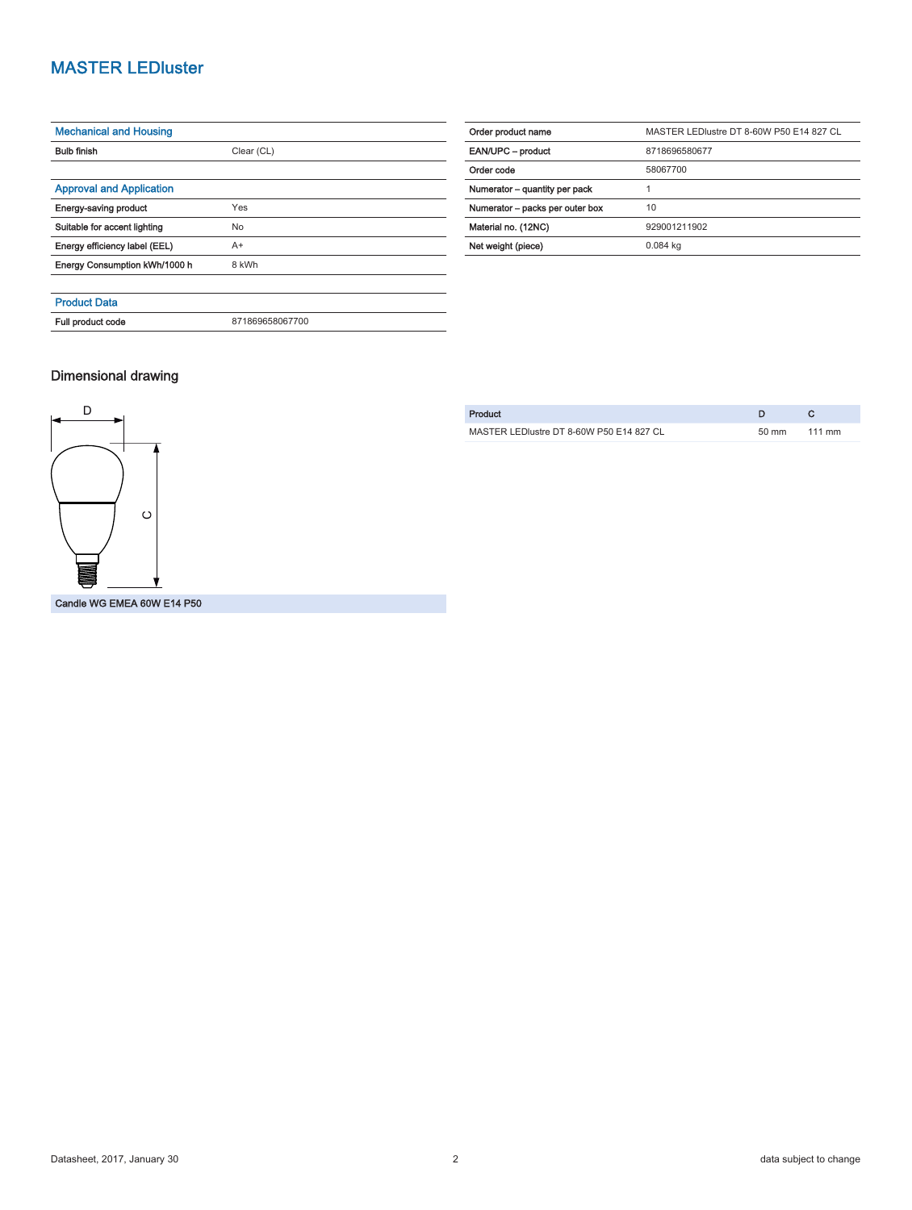# MASTER LEDluster

| Mechanical and Housing | |
|---|---|
| Bulb finish | Clear (CL) |

| Approval and Application | |
|---|---|
| Energy-saving product | Yes |
| Suitable for accent lighting | No |
| Energy efficiency label (EEL) | A+ |
| Energy Consumption kWh/1000 h | 8 kWh |

| Product Data | |
|---|---|
| Full product code | 871869658067700 |

| | |
|---|---|
| Order product name | MASTER LEDlustre DT 8-60W P50 E14 827 CL |
| EAN/UPC – product | 8718696580677 |
| Order code | 58067700 |
| Numerator – quantity per pack | 1 |
| Numerator – packs per outer box | 10 |
| Material no. (12NC) | 929001211902 |
| Net weight (piece) | 0.084 kg |

## Dimensional drawing

D

C

Candle WG EMEA 60W E14 P50

| Product | D | C |
|---|---|---|
| MASTER LEDlustre DT 8-60W P50 E14 827 CL | 50 mm | 111 mm |

Datasheet, 2017, January 30

data subject to change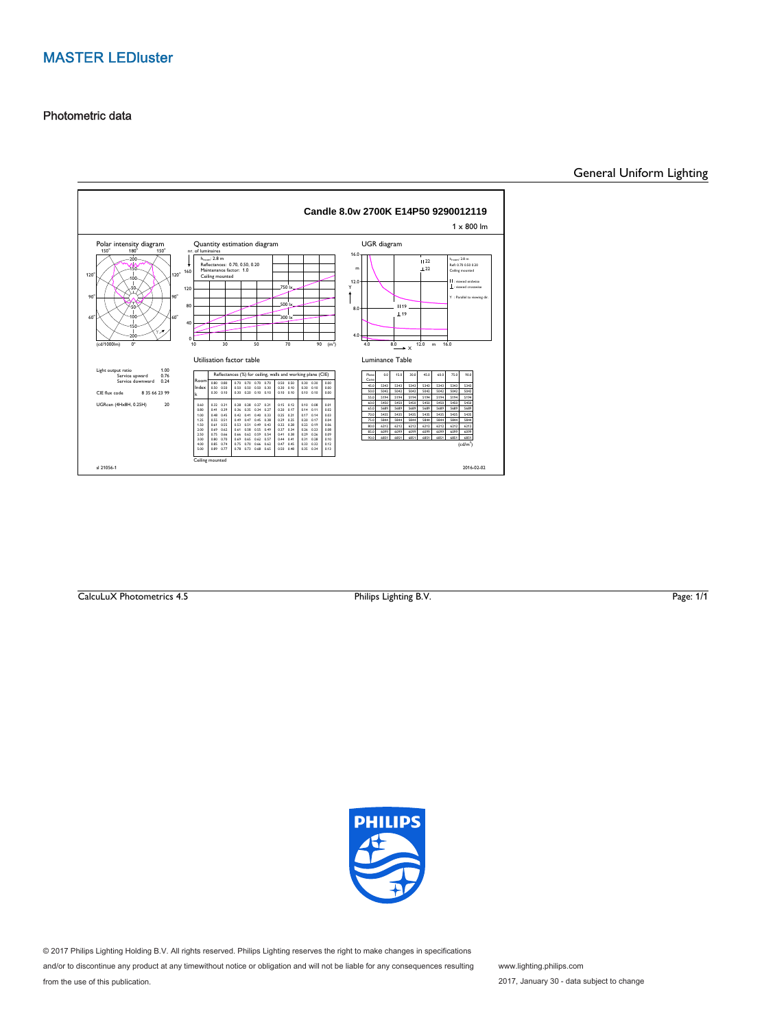# MASTER LEDluster

## Photometric data

General Uniform Lighting

**Candle 8.0w 2700K E14P50 9290012119**

1 x 800 lm

Polar intensity diagram

150° 180° 150°
120° 120°
90° 90°
60° 60°
200
150
100
50
(cd/1000lm) 0°

Quantity estimation diagram

nr. of luminaires

$h_{room}$: 2.8 m
Reflectances: 0.70, 0.50, 0.20
Maintenance factor: 1.0
Ceiling mounted

750 lx
500 lx
300 lx

160
120
80
40
0
10 30 50 70 90 ($m^2$)

UGR diagram

16.0
m
12.0
Y
8.0
4.0
4.0 8.0 X 12.0 m 16.0

‖22
⊥22
‖19
⊥19

$h_{room}$: 2.8 m
Refl: 0.70 0.50 0.20
Ceiling mounted

‖ : viewed endwise
⊥ : viewed crosswise
Y : Parallel to viewing dir.

Light output ratio 1.00
Service upward 0.76
Service downward 0.24

CIE flux code 8 35 66 23 99

UGRcen (4Hx8H, 0.25H) 20

Utilisation factor table

| Room Index k | Reflectances (%) for ceiling, walls and working plane (CIE) | | | | | | | | | | | |
|---|---|---|---|---|---|---|---|---|---|---|---|---|
| | 0.80 | 0.80 | 0.70 | 0.70 | 0.70 | 0.70 | 0.50 | 0.50 | 0.30 | 0.30 | 0.00 | |
| | 0.50 | 0.50 | 0.50 | 0.50 | 0.50 | 0.30 | 0.30 | 0.10 | 0.30 | 0.10 | 0.00 | |
| | 0.30 | 0.10 | 0.30 | 0.20 | 0.10 | 0.10 | 0.10 | 0.10 | 0.10 | 0.10 | 0.00 | |
| 0.60 | 0.32 | 0.31 | 0.28 | 0.28 | 0.27 | 0.21 | 0.15 | 0.12 | 0.10 | 0.08 | 0.01 | |
| 0.80 | 0.41 | 0.39 | 0.36 | 0.35 | 0.34 | 0.27 | 0.20 | 0.17 | 0.14 | 0.11 | 0.02 | |
| 1.00 | 0.48 | 0.45 | 0.42 | 0.41 | 0.40 | 0.33 | 0.25 | 0.21 | 0.17 | 0.14 | 0.03 | |
| 1.25 | 0.55 | 0.51 | 0.49 | 0.47 | 0.45 | 0.38 | 0.29 | 0.25 | 0.20 | 0.17 | 0.04 | |
| 1.50 | 0.61 | 0.55 | 0.53 | 0.51 | 0.49 | 0.43 | 0.32 | 0.28 | 0.22 | 0.19 | 0.06 | |
| 2.00 | 0.69 | 0.62 | 0.61 | 0.58 | 0.55 | 0.49 | 0.37 | 0.34 | 0.26 | 0.23 | 0.08 | |
| 2.50 | 0.75 | 0.66 | 0.66 | 0.62 | 0.59 | 0.54 | 0.41 | 0.38 | 0.29 | 0.26 | 0.09 | |
| 3.00 | 0.80 | 0.70 | 0.69 | 0.65 | 0.62 | 0.57 | 0.44 | 0.41 | 0.31 | 0.28 | 0.10 | |
| 4.00 | 0.85 | 0.74 | 0.75 | 0.70 | 0.66 | 0.62 | 0.47 | 0.45 | 0.33 | 0.32 | 0.12 | |
| 5.00 | 0.89 | 0.77 | 0.78 | 0.73 | 0.68 | 0.65 | 0.50 | 0.48 | 0.35 | 0.34 | 0.13 | |

Ceiling mounted

Luminance Table

| Plane / Cone | 0.0 | 15.0 | 30.0 | 45.0 | 60.0 | 75.0 | 90.0 |
|---|---|---|---|---|---|---|---|
| 45.0 | 5343 | 5343 | 5343 | 5343 | 5343 | 5343 | 5343 |
| 50.0 | 5042 | 5042 | 5042 | 5042 | 5042 | 5042 | 5042 |
| 55.0 | 5194 | 5194 | 5194 | 5194 | 5194 | 5194 | 5194 |
| 60.0 | 5450 | 5450 | 5450 | 5450 | 5450 | 5450 | 5450 |
| 65.0 | 5689 | 5689 | 5689 | 5689 | 5689 | 5689 | 5689 |
| 70.0 | 5435 | 5435 | 5435 | 5435 | 5435 | 5435 | 5435 |
| 75.0 | 5844 | 5844 | 5844 | 5844 | 5844 | 5844 | 5844 |
| 80.0 | 6212 | 6212 | 6212 | 6212 | 6212 | 6212 | 6212 |
| 85.0 | 6099 | 6099 | 6099 | 6099 | 6099 | 6099 | 6099 |
| 90.0 | 6851 | 6851 | 6851 | 6851 | 6851 | 6851 | 6851 |

($cd/m^2$)

al 21056-1

2016-02-02

CalcuLuX Photometrics 4.5 Philips Lighting B.V.

© 2017 Philips Lighting Holding B.V. All rights reserved. Philips Lighting reserves the right to make changes in specifications and/or to discontinue any product at any timewithout notice or obligation and will not be liable for any consequences resulting from the use of this publication.

www.lighting.philips.com

2017, January 30 - data subject to change